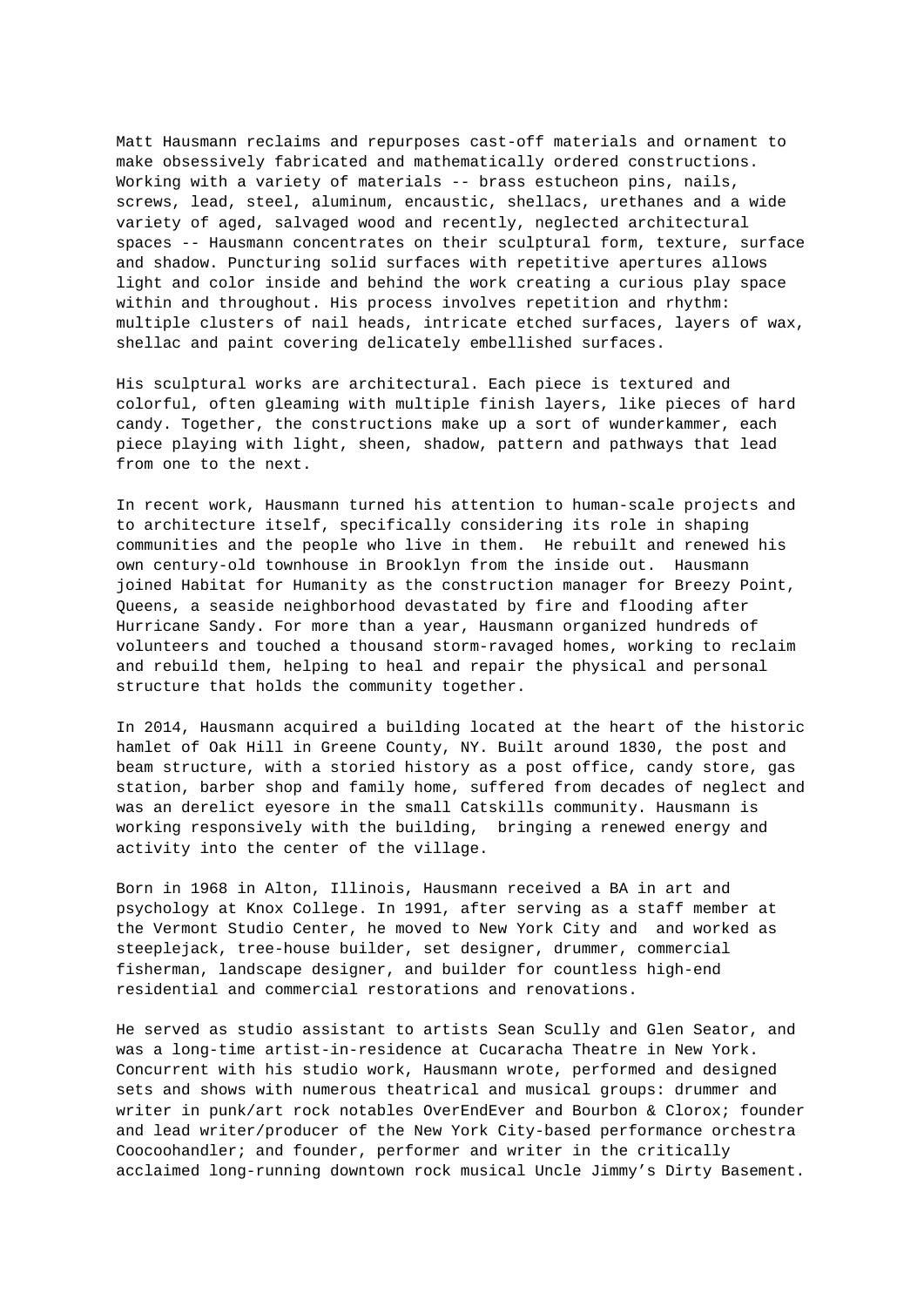Matt Hausmann reclaims and repurposes cast-off materials and ornament to make obsessively fabricated and mathematically ordered constructions. Working with a variety of materials -- brass estucheon pins, nails, screws, lead, steel, aluminum, encaustic, shellacs, urethanes and a wide variety of aged, salvaged wood and recently, neglected architectural spaces -- Hausmann concentrates on their sculptural form, texture, surface and shadow. Puncturing solid surfaces with repetitive apertures allows light and color inside and behind the work creating a curious play space within and throughout. His process involves repetition and rhythm: multiple clusters of nail heads, intricate etched surfaces, layers of wax, shellac and paint covering delicately embellished surfaces.

His sculptural works are architectural. Each piece is textured and colorful, often gleaming with multiple finish layers, like pieces of hard candy. Together, the constructions make up a sort of wunderkammer, each piece playing with light, sheen, shadow, pattern and pathways that lead from one to the next.

In recent work, Hausmann turned his attention to human-scale projects and to architecture itself, specifically considering its role in shaping communities and the people who live in them. He rebuilt and renewed his own century-old townhouse in Brooklyn from the inside out. Hausmann joined Habitat for Humanity as the construction manager for Breezy Point, Queens, a seaside neighborhood devastated by fire and flooding after Hurricane Sandy. For more than a year, Hausmann organized hundreds of volunteers and touched a thousand storm-ravaged homes, working to reclaim and rebuild them, helping to heal and repair the physical and personal structure that holds the community together.

In 2014, Hausmann acquired a building located at the heart of the historic hamlet of Oak Hill in Greene County, NY. Built around 1830, the post and beam structure, with a storied history as a post office, candy store, gas station, barber shop and family home, suffered from decades of neglect and was an derelict eyesore in the small Catskills community. Hausmann is working responsively with the building, bringing a renewed energy and activity into the center of the village.

Born in 1968 in Alton, Illinois, Hausmann received a BA in art and psychology at Knox College. In 1991, after serving as a staff member at the Vermont Studio Center, he moved to New York City and and worked as steeplejack, tree-house builder, set designer, drummer, commercial fisherman, landscape designer, and builder for countless high-end residential and commercial restorations and renovations.

He served as studio assistant to artists Sean Scully and Glen Seator, and was a long-time artist-in-residence at Cucaracha Theatre in New York. Concurrent with his studio work, Hausmann wrote, performed and designed sets and shows with numerous theatrical and musical groups: drummer and writer in punk/art rock notables OverEndEver and Bourbon & Clorox; founder and lead writer/producer of the New York City-based performance orchestra Coocoohandler; and founder, performer and writer in the critically acclaimed long-running downtown rock musical Uncle Jimmy’s Dirty Basement.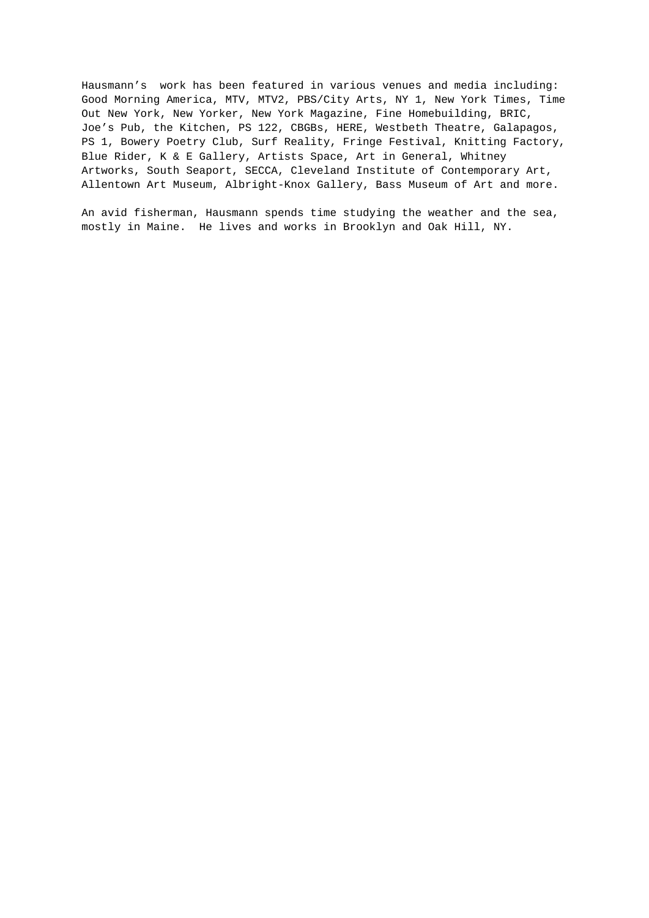Hausmann's work has been featured in various venues and media including: Good Morning America, MTV, MTV2, PBS/City Arts, NY 1, New York Times, Time Out New York, New Yorker, New York Magazine, Fine Homebuilding, BRIC, Joe's Pub, the Kitchen, PS 122, CBGBs, HERE, Westbeth Theatre, Galapagos, PS 1, Bowery Poetry Club, Surf Reality, Fringe Festival, Knitting Factory, Blue Rider, K & E Gallery, Artists Space, Art in General, Whitney Artworks, South Seaport, SECCA, Cleveland Institute of Contemporary Art, Allentown Art Museum, Albright-Knox Gallery, Bass Museum of Art and more.

An avid fisherman, Hausmann spends time studying the weather and the sea, mostly in Maine. He lives and works in Brooklyn and Oak Hill, NY.